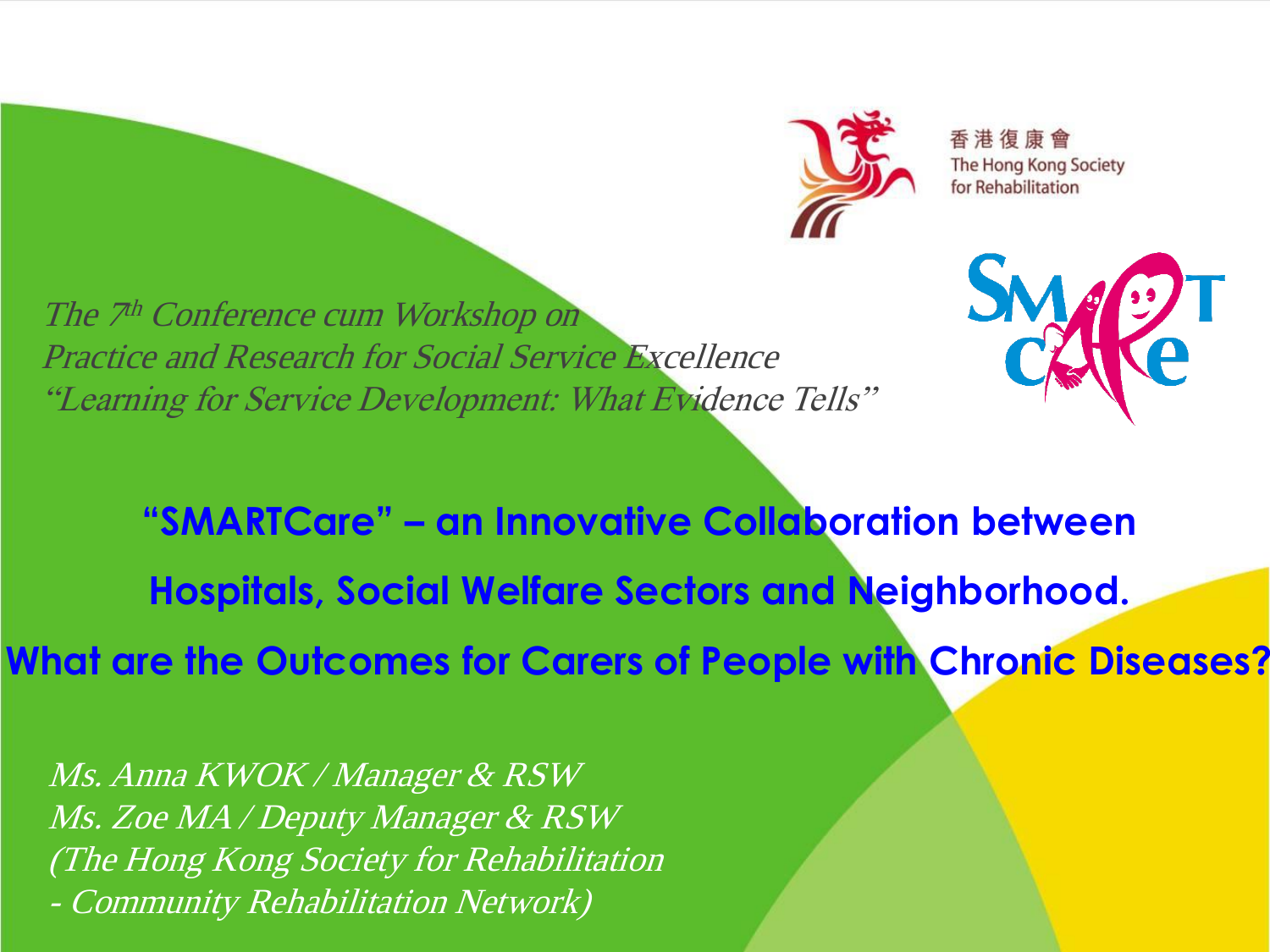香港復康會
The Hong Kong Society for Rehabilitation

*The 7th Conference cum Workshop on*
*Practice and Research for Social Service Excellence*
*"Learning for Service Development: What Evidence Tells"*

# "SMARTCare" – an Innovative Collaboration between Hospitals, Social Welfare Sectors and Neighborhood. What are the Outcomes for Carers of People with Chronic Diseases?

*Ms. Anna KWOK / Manager & RSW*
*Ms. Zoe MA / Deputy Manager & RSW*
*(The Hong Kong Society for Rehabilitation*
*- Community Rehabilitation Network)*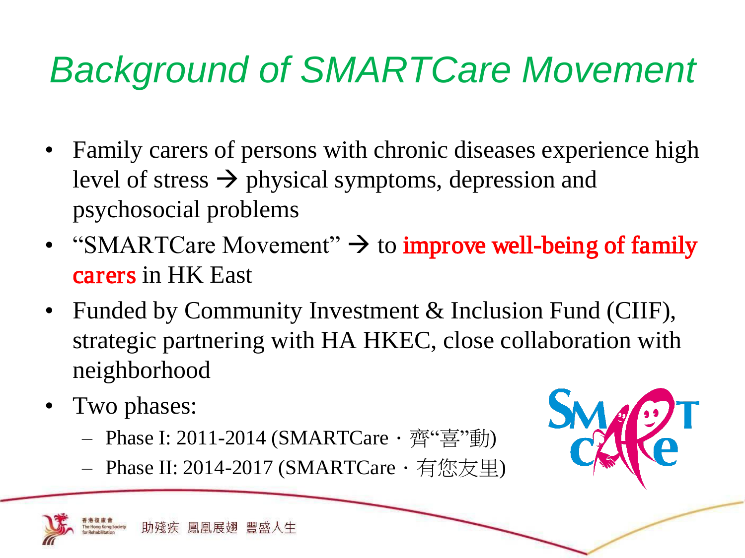# *Background of SMARTCare Movement*

- Family carers of persons with chronic diseases experience high level of stress → physical symptoms, depression and psychosocial problems
- "SMARTCare Movement" → to **improve well-being of family carers** in HK East
- Funded by Community Investment & Inclusion Fund (CIIF), strategic partnering with HA HKEC, close collaboration with neighborhood
- Two phases:
  - Phase I: 2011-2014 (SMARTCare · 齊"喜"動)
  - Phase II: 2014-2017 (SMARTCare · 有您友里)

香港復康會 The Hong Kong Society for Rehabilitation 助殘疾 鳳凰展翅 豐盛人生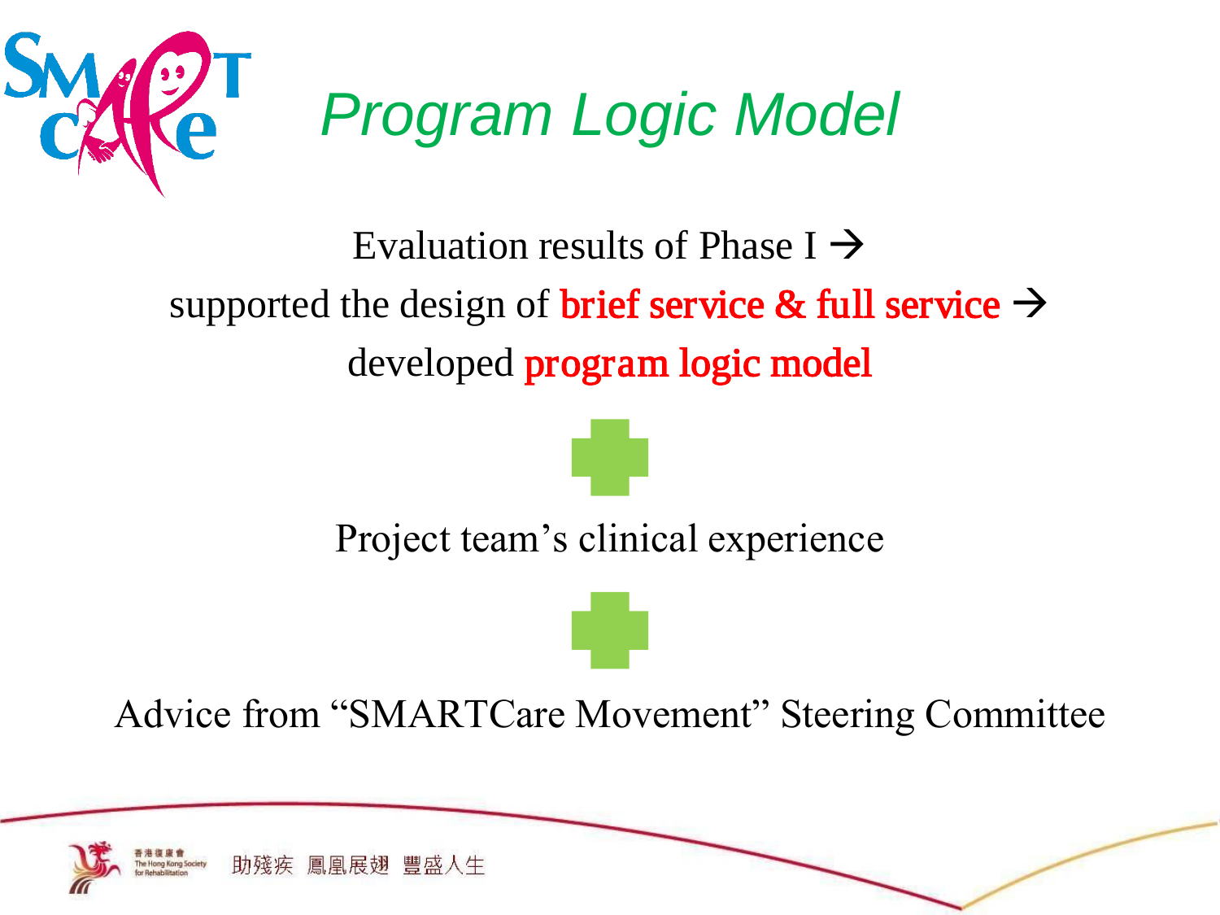# Program Logic Model

Evaluation results of Phase I →

supported the design of **brief service & full service** →

developed **program logic model**

+

Project team's clinical experience

+

Advice from "SMARTCare Movement" Steering Committee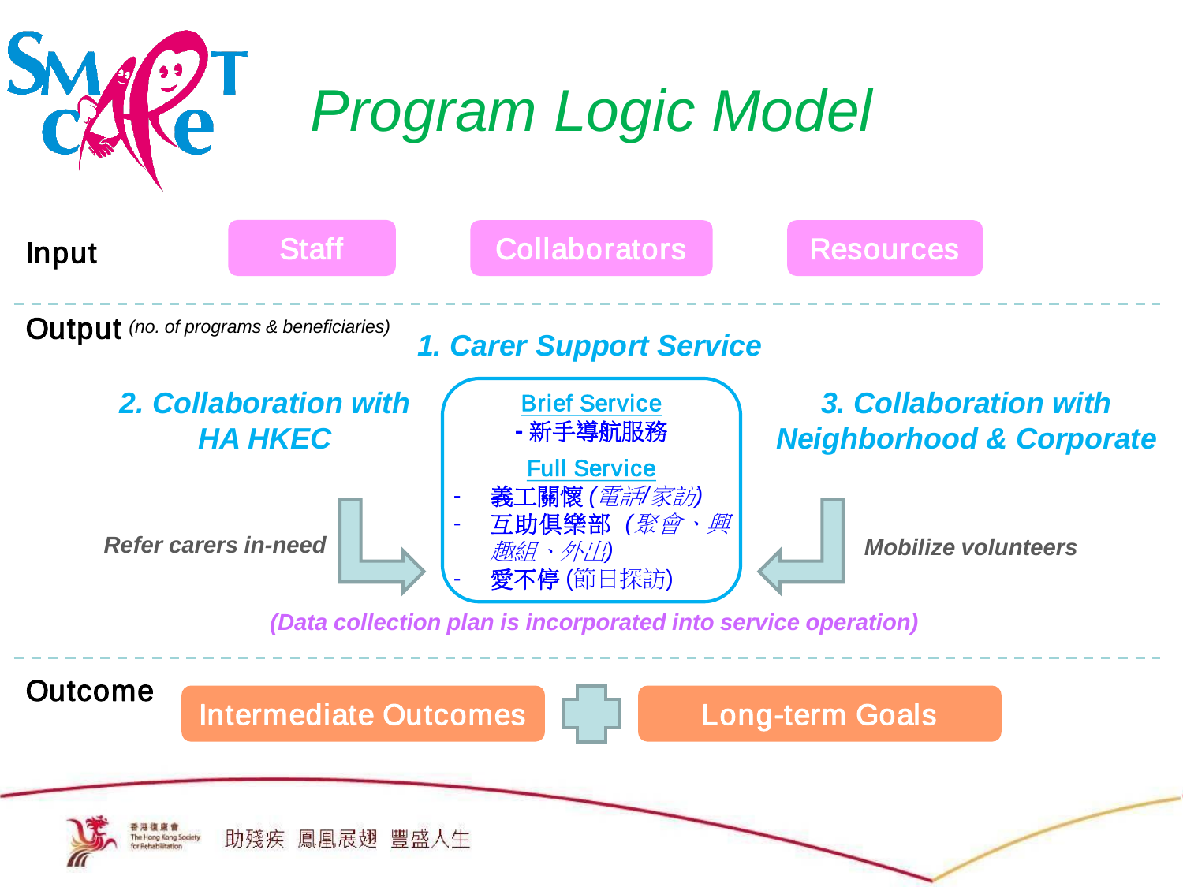# Program Logic Model

**Input**

Staff | Collaborators | Resources

---

**Output** *(no. of programs & beneficiaries)*

### *1. Carer Support Service*

Brief Service
- 新手導航服務

Full Service
- 義工關懷 (*電話/家訪*)
- 互助俱樂部 (*聚會、興趣組、外出*)
- 愛不停 (節日探訪)

### *2. Collaboration with HA HKEC*

*Refer carers in-need*

### *3. Collaboration with Neighborhood & Corporate*

*Mobilize volunteers*

*(Data collection plan is incorporated into service operation)*

---

**Outcome**

Intermediate Outcomes + Long-term Goals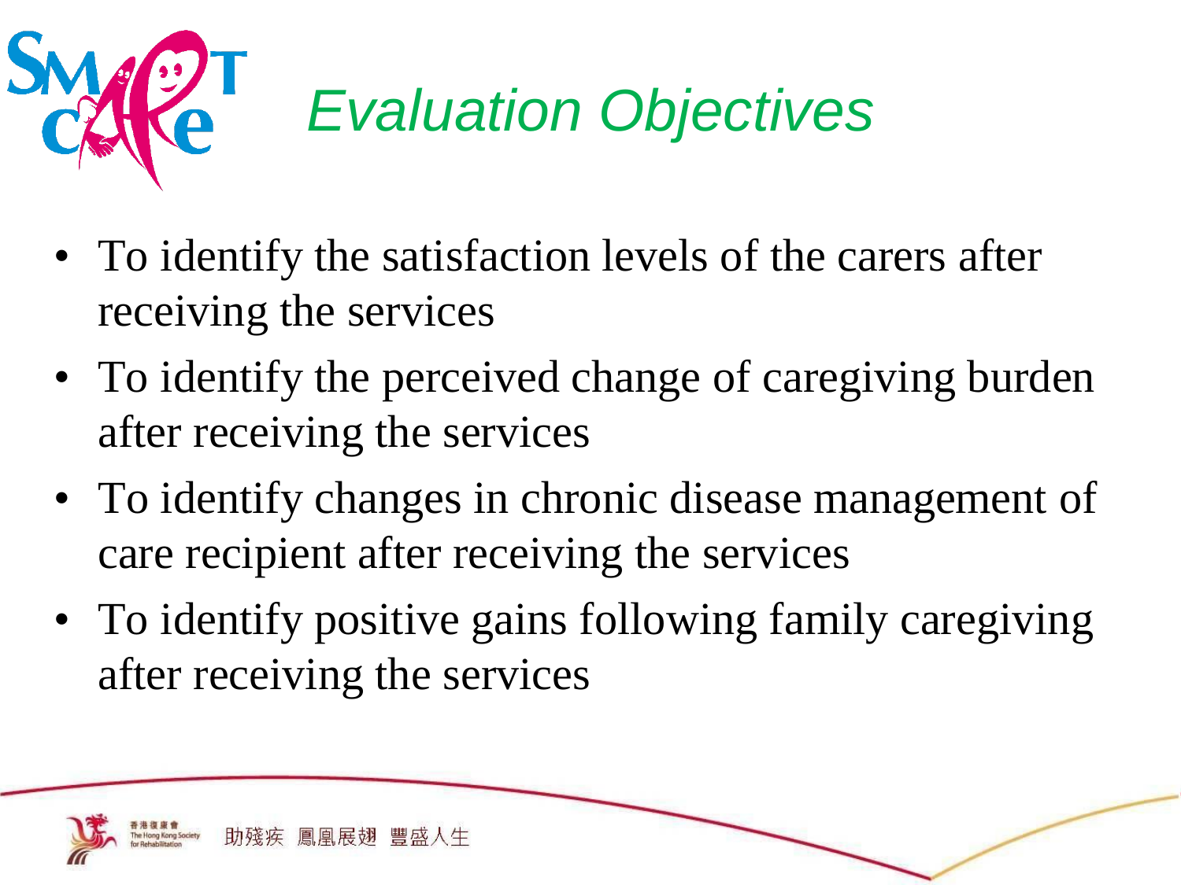# Evaluation Objectives

- To identify the satisfaction levels of the carers after receiving the services
- To identify the perceived change of caregiving burden after receiving the services
- To identify changes in chronic disease management of care recipient after receiving the services
- To identify positive gains following family caregiving after receiving the services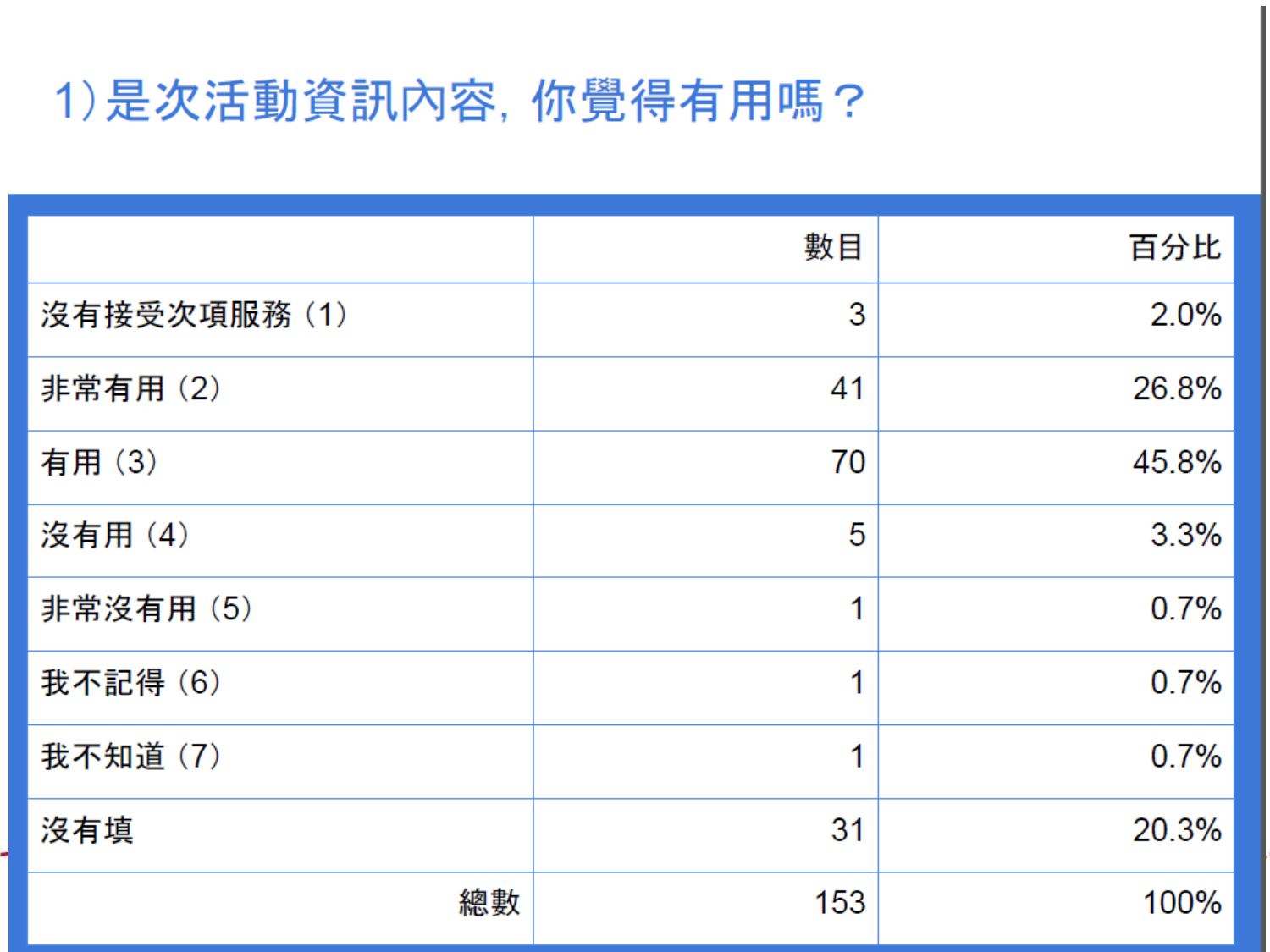## 1）是次活動資訊內容，你覺得有用嗎？

| | 數目 | 百分比 |
|---|---|---|
| 沒有接受次項服務（1） | 3 | 2.0% |
| 非常有用（2） | 41 | 26.8% |
| 有用（3） | 70 | 45.8% |
| 沒有用（4） | 5 | 3.3% |
| 非常沒有用（5） | 1 | 0.7% |
| 我不記得（6） | 1 | 0.7% |
| 我不知道（7） | 1 | 0.7% |
| 沒有填 | 31 | 20.3% |
| 總數 | 153 | 100% |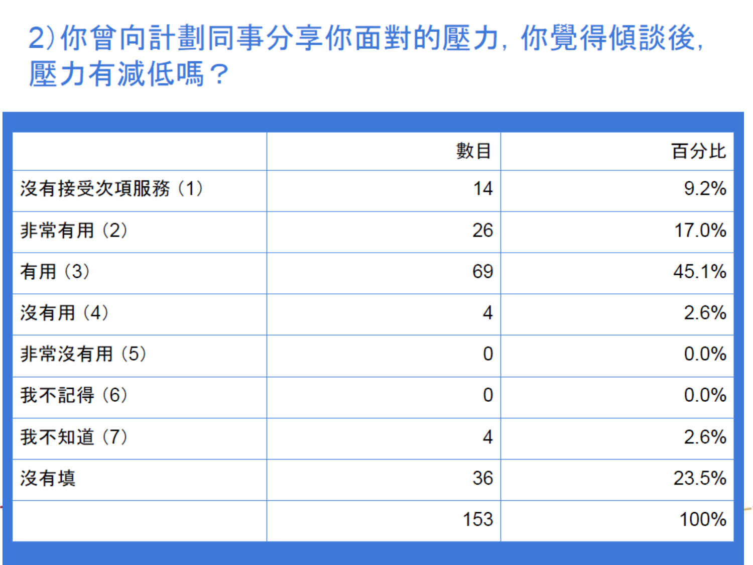## 2）你曾向計劃同事分享你面對的壓力，你覺得傾談後，壓力有減低嗎？

| | 數目 | 百分比 |
|---|---|---|
| 沒有接受次項服務（1） | 14 | 9.2% |
| 非常有用（2） | 26 | 17.0% |
| 有用（3） | 69 | 45.1% |
| 沒有用（4） | 4 | 2.6% |
| 非常沒有用（5） | 0 | 0.0% |
| 我不記得（6） | 0 | 0.0% |
| 我不知道（7） | 4 | 2.6% |
| 沒有填 | 36 | 23.5% |
| | 153 | 100% |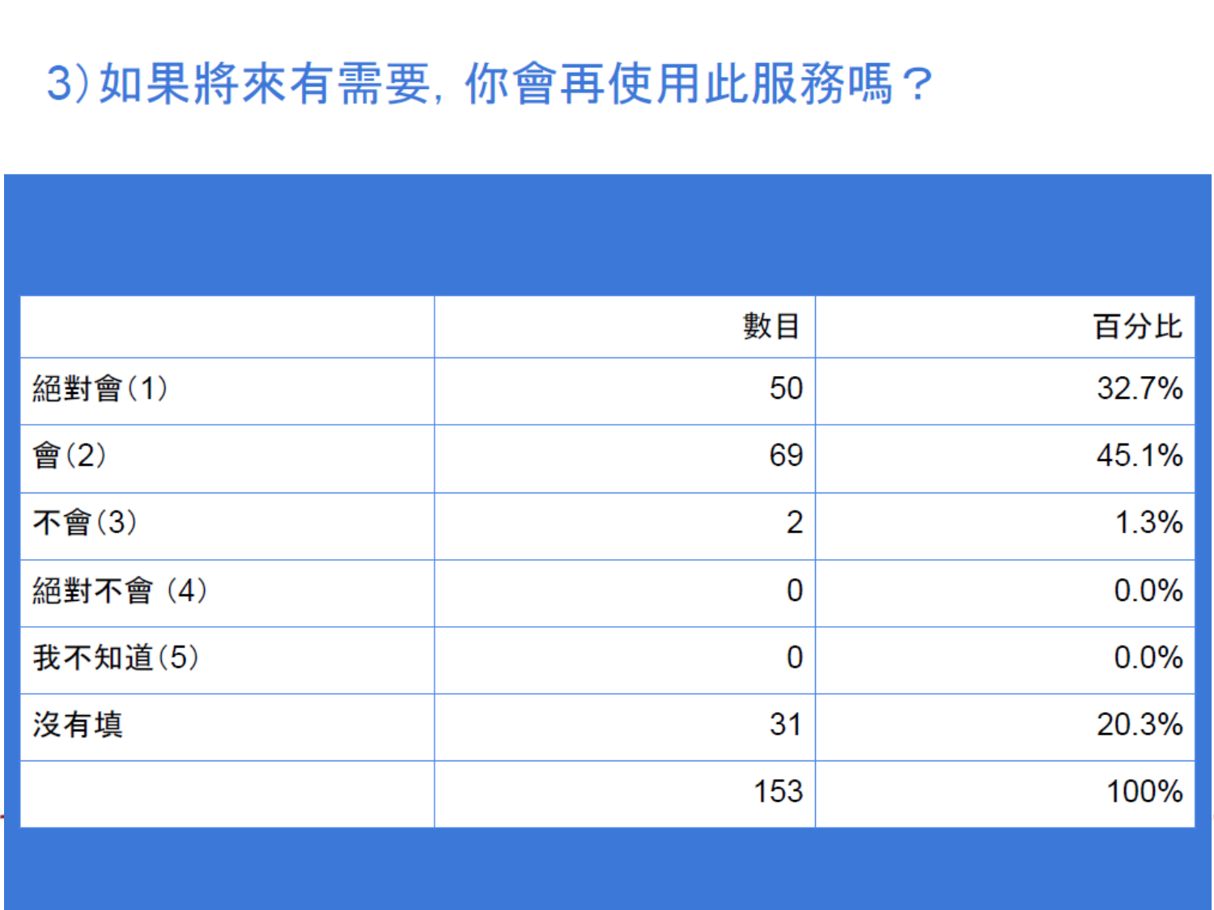# 3) 如果將來有需要，你會再使用此服務嗎？

| | 數目 | 百分比 |
|---|---|---|
| 絕對會(1) | 50 | 32.7% |
| 會(2) | 69 | 45.1% |
| 不會(3) | 2 | 1.3% |
| 絕對不會 (4) | 0 | 0.0% |
| 我不知道(5) | 0 | 0.0% |
| 沒有填 | 31 | 20.3% |
| | 153 | 100% |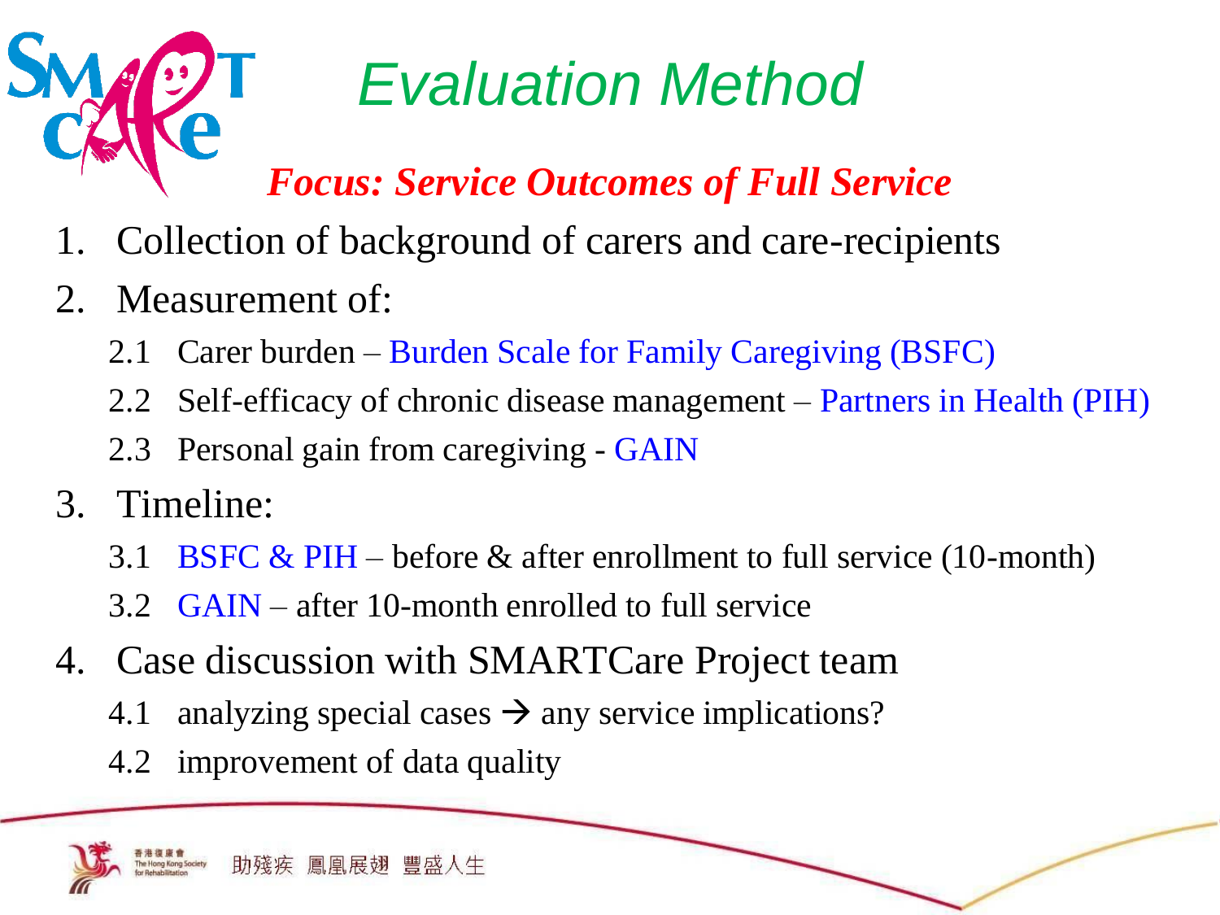# Evaluation Method

***Focus: Service Outcomes of Full Service***

1. Collection of background of carers and care-recipients
2. Measurement of:
   - 2.1 Carer burden – Burden Scale for Family Caregiving (BSFC)
   - 2.2 Self-efficacy of chronic disease management – Partners in Health (PIH)
   - 2.3 Personal gain from caregiving - GAIN
3. Timeline:
   - 3.1 BSFC & PIH – before & after enrollment to full service (10-month)
   - 3.2 GAIN – after 10-month enrolled to full service
4. Case discussion with SMARTCare Project team
   - 4.1 analyzing special cases → any service implications?
   - 4.2 improvement of data quality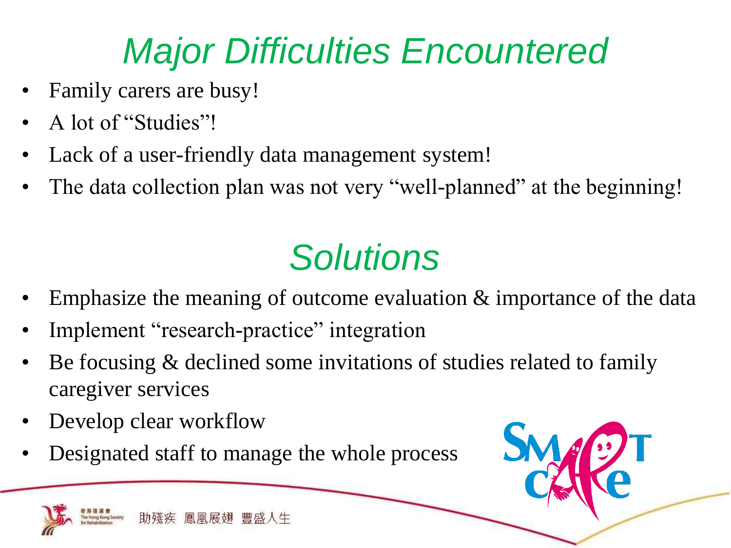# Major Difficulties Encountered

- Family carers are busy!
- A lot of "Studies"!
- Lack of a user-friendly data management system!
- The data collection plan was not very "well-planned" at the beginning!

# Solutions

- Emphasize the meaning of outcome evaluation & importance of the data
- Implement "research-practice" integration
- Be focusing & declined some invitations of studies related to family caregiver services
- Develop clear workflow
- Designated staff to manage the whole process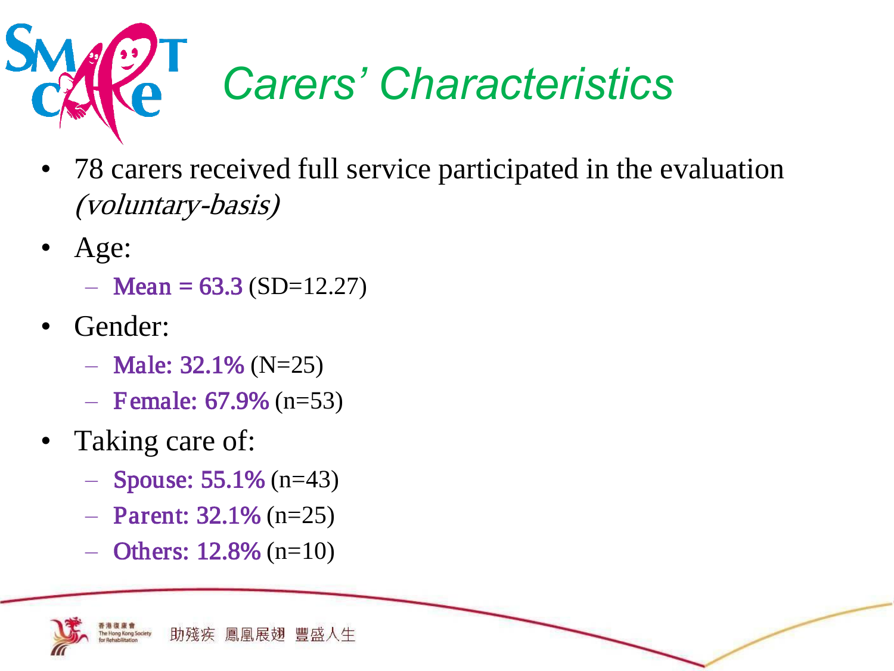# Carers' Characteristics

- 78 carers received full service participated in the evaluation *(voluntary-basis)*
- Age:
  - **Mean = 63.3** (SD=12.27)
- Gender:
  - **Male: 32.1%** (N=25)
  - **Female: 67.9%** (n=53)
- Taking care of:
  - **Spouse: 55.1%** (n=43)
  - **Parent: 32.1%** (n=25)
  - **Others: 12.8%** (n=10)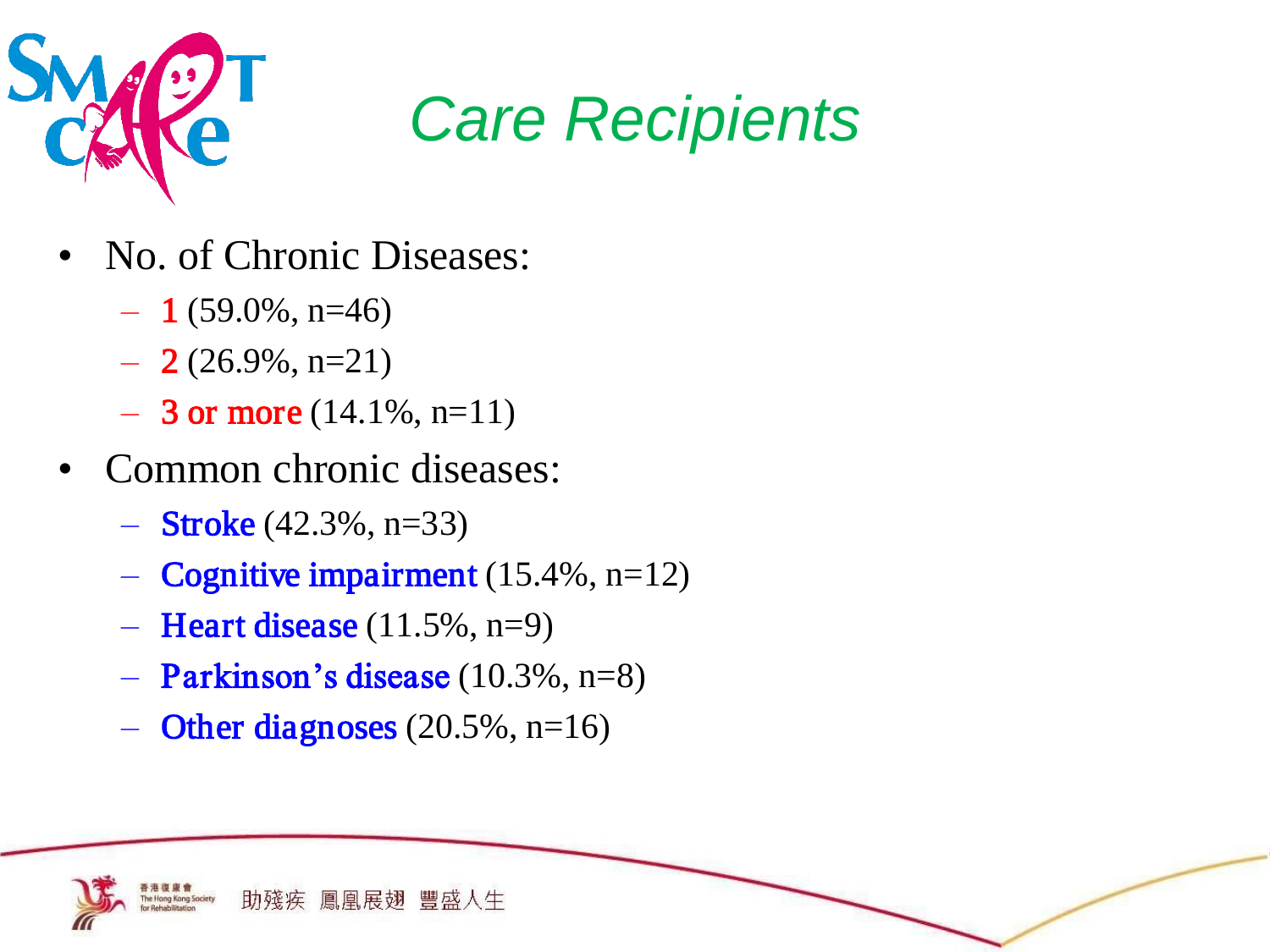# Care Recipients

- No. of Chronic Diseases:
  - 1 (59.0%, n=46)
  - 2 (26.9%, n=21)
  - 3 or more (14.1%, n=11)
- Common chronic diseases:
  - Stroke (42.3%, n=33)
  - Cognitive impairment (15.4%, n=12)
  - Heart disease (11.5%, n=9)
  - Parkinson's disease (10.3%, n=8)
  - Other diagnoses (20.5%, n=16)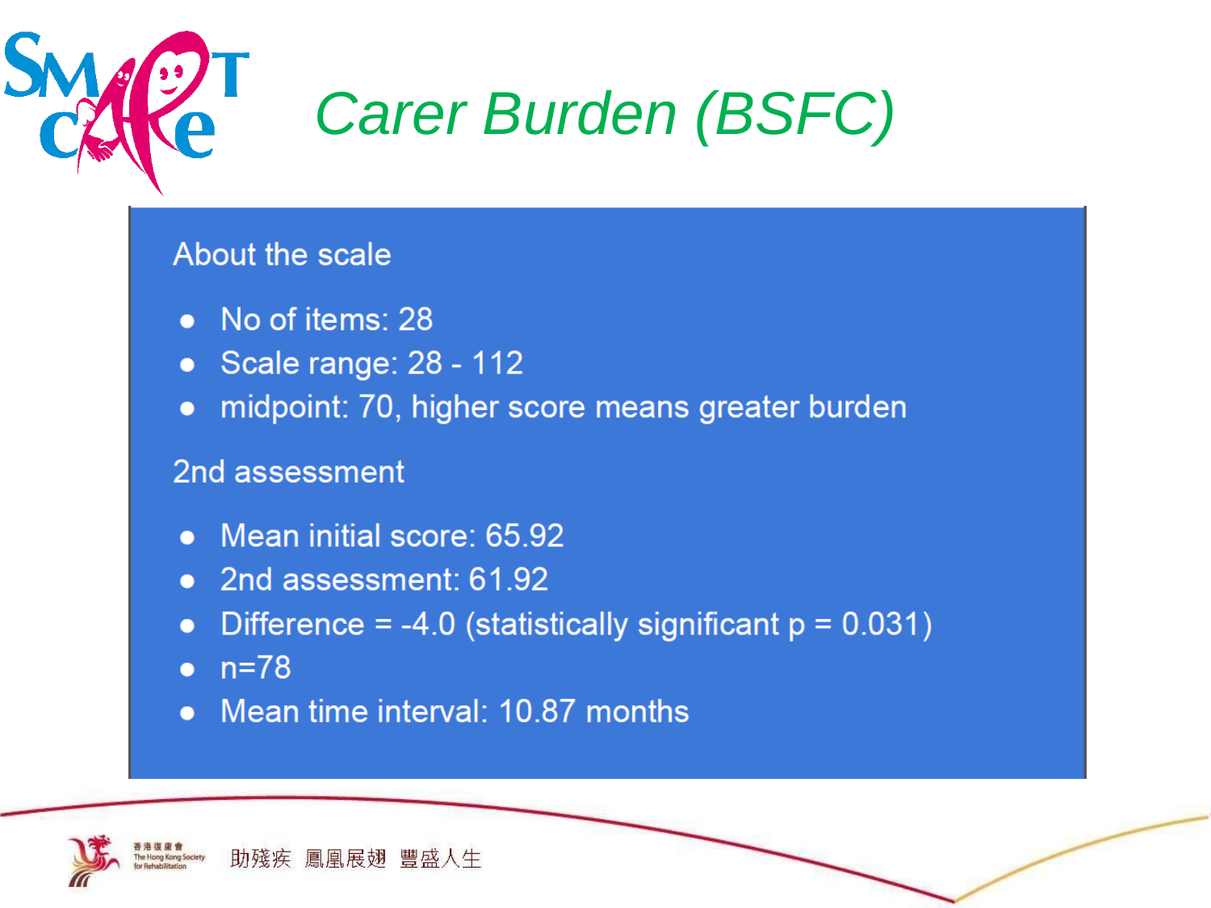# Carer Burden (BSFC)

## About the scale

- No of items: 28
- Scale range: 28 - 112
- midpoint: 70, higher score means greater burden

## 2nd assessment

- Mean initial score: 65.92
- 2nd assessment: 61.92
- Difference = -4.0 (statistically significant $p = 0.031$)
- $n=78$
- Mean time interval: 10.87 months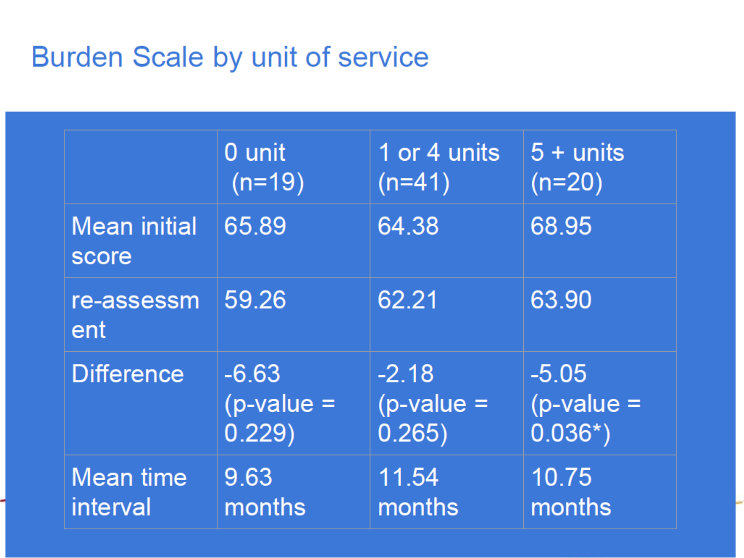# Burden Scale by unit of service

| | 0 unit (n=19) | 1 or 4 units (n=41) | 5 + units (n=20) |
|---|---|---|---|
| Mean initial score | 65.89 | 64.38 | 68.95 |
| re-assessment | 59.26 | 62.21 | 63.90 |
| Difference | -6.63 (p-value = 0.229) | -2.18 (p-value = 0.265) | -5.05 (p-value = 0.036*) |
| Mean time interval | 9.63 months | 11.54 months | 10.75 months |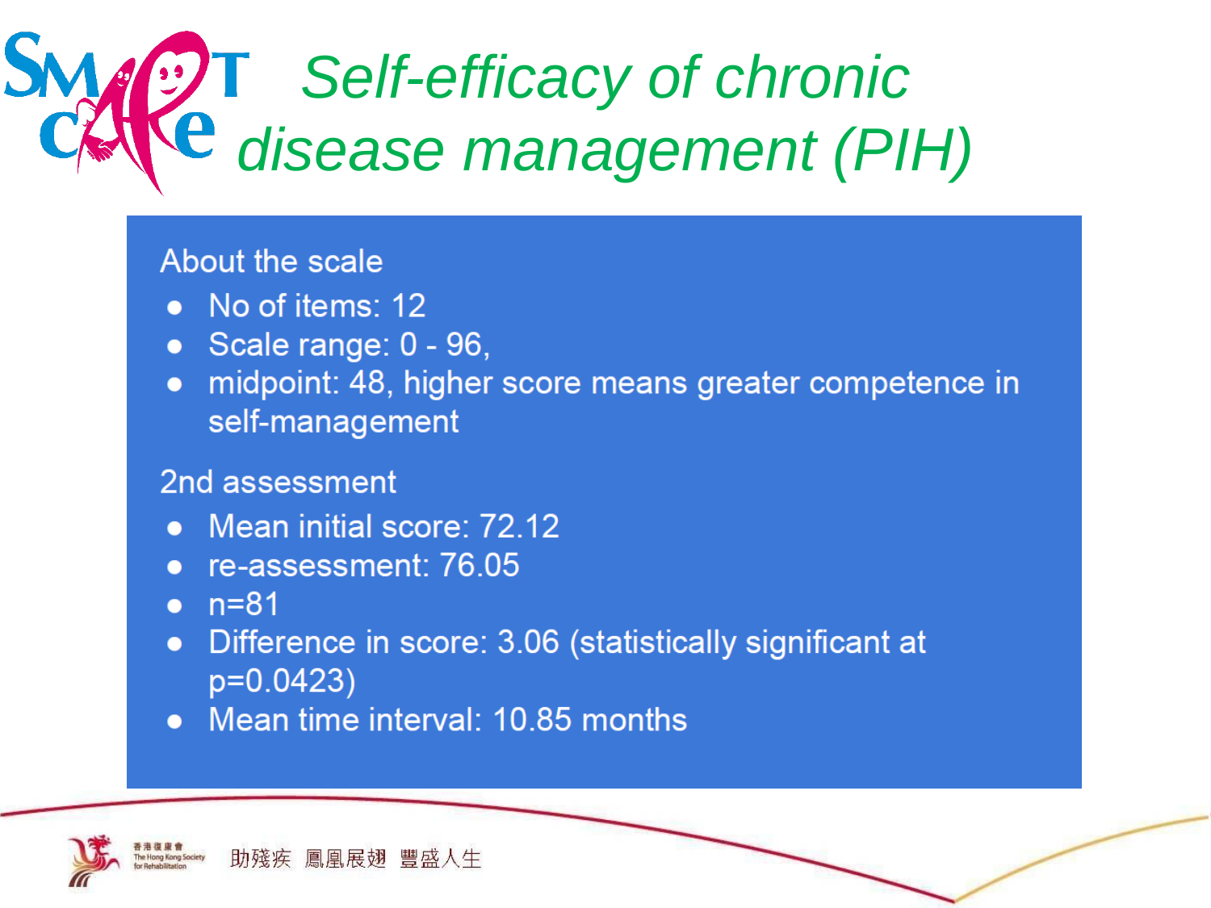# Self-efficacy of chronic disease management (PIH)

About the scale

- No of items: 12
- Scale range: 0 - 96,
- midpoint: 48, higher score means greater competence in self-management

2nd assessment

- Mean initial score: 72.12
- re-assessment: 76.05
- n=81
- Difference in score: 3.06 (statistically significant at p=0.0423)
- Mean time interval: 10.85 months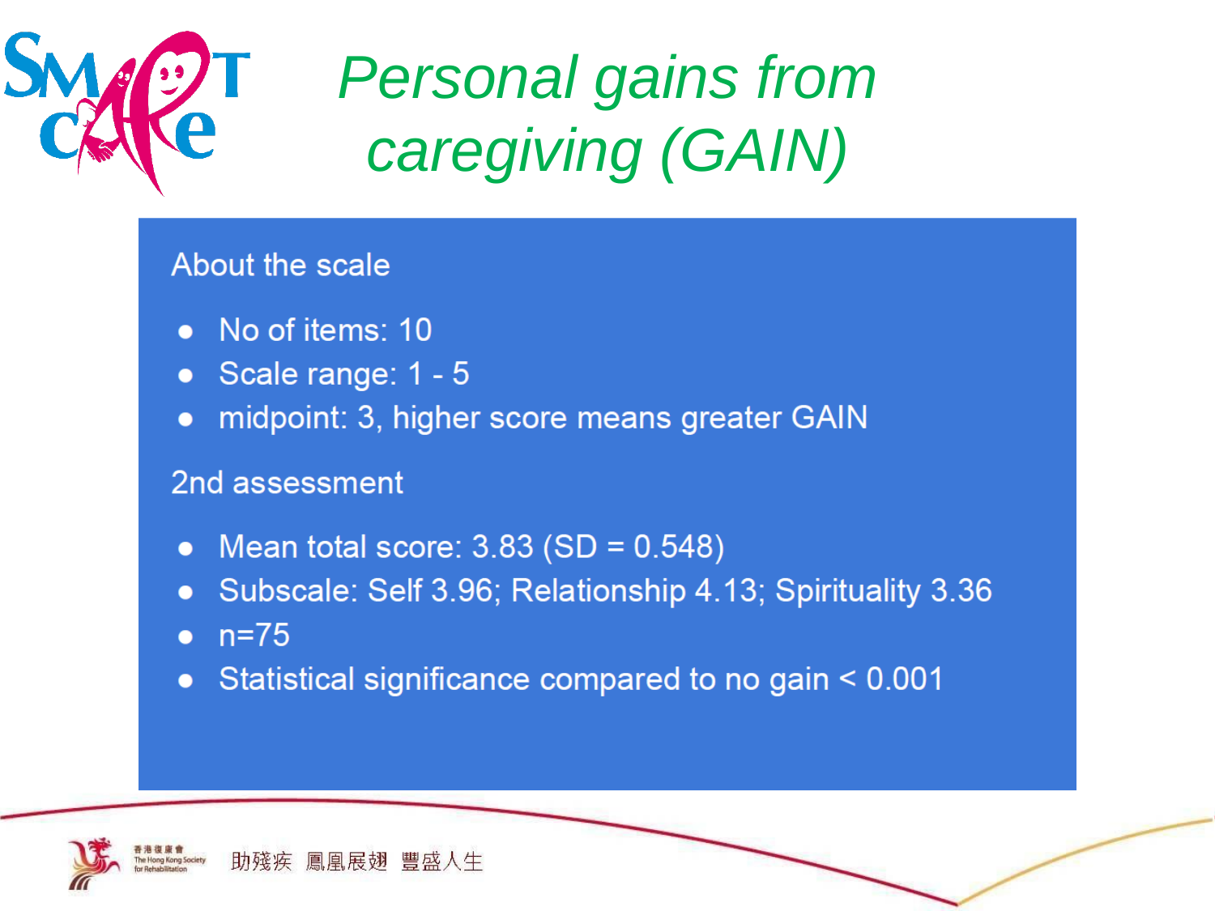# Personal gains from caregiving (GAIN)

About the scale

- No of items: 10
- Scale range: 1 - 5
- midpoint: 3, higher score means greater GAIN

2nd assessment

- Mean total score: 3.83 (SD = 0.548)
- Subscale: Self 3.96; Relationship 4.13; Spirituality 3.36
- n=75
- Statistical significance compared to no gain < 0.001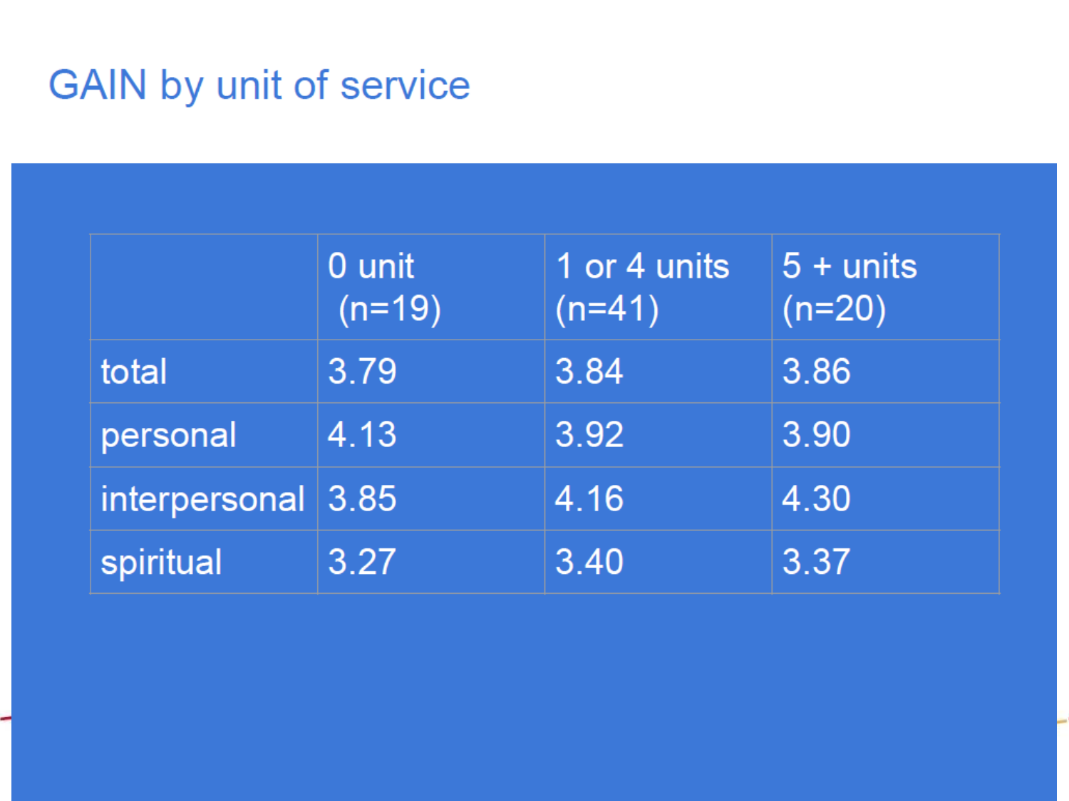# GAIN by unit of service

| | 0 unit (n=19) | 1 or 4 units (n=41) | 5 + units (n=20) |
|---|---|---|---|
| total | 3.79 | 3.84 | 3.86 |
| personal | 4.13 | 3.92 | 3.90 |
| interpersonal | 3.85 | 4.16 | 4.30 |
| spiritual | 3.27 | 3.40 | 3.37 |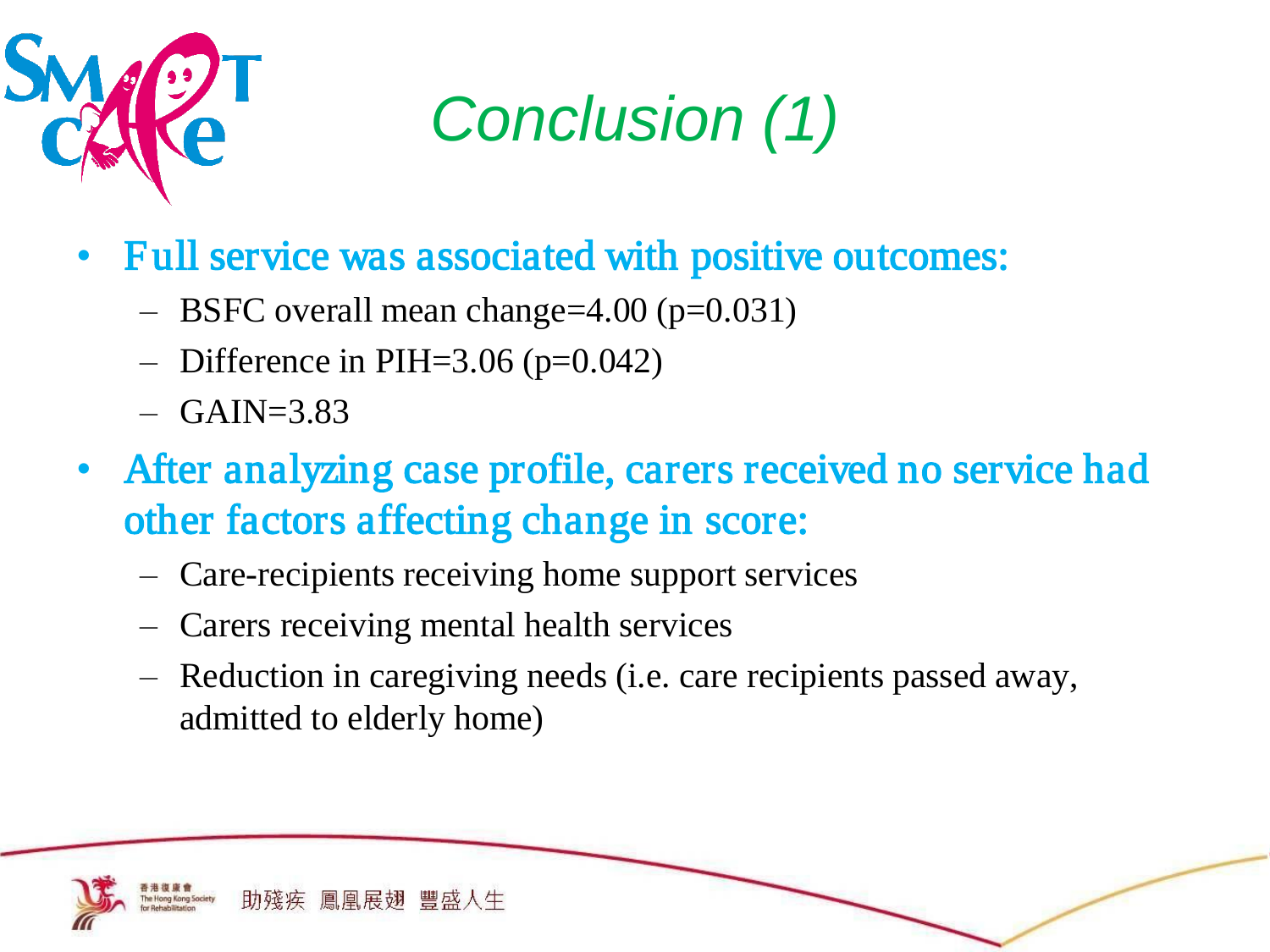# Conclusion (1)

- Full service was associated with positive outcomes:
  - BSFC overall mean change=4.00 ($p=0.031$)
  - Difference in PIH=3.06 ($p=0.042$)
  - GAIN=3.83
- After analyzing case profile, carers received no service had other factors affecting change in score:
  - Care-recipients receiving home support services
  - Carers receiving mental health services
  - Reduction in caregiving needs (i.e. care recipients passed away, admitted to elderly home)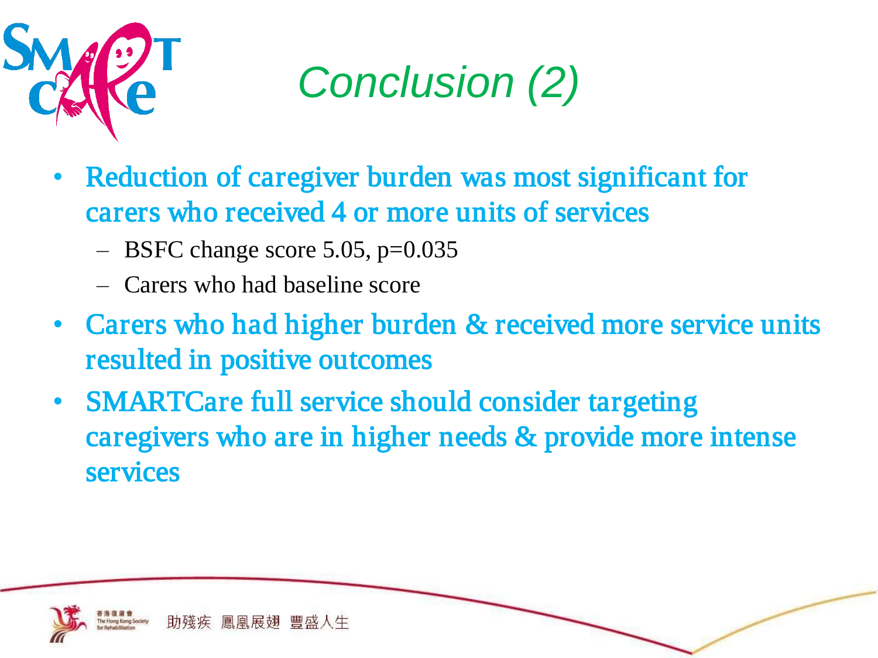# Conclusion (2)

- Reduction of caregiver burden was most significant for carers who received 4 or more units of services
  - BSFC change score 5.05, $p=0.035$
  - Carers who had baseline score
- Carers who had higher burden & received more service units resulted in positive outcomes
- SMARTCare full service should consider targeting caregivers who are in higher needs & provide more intense services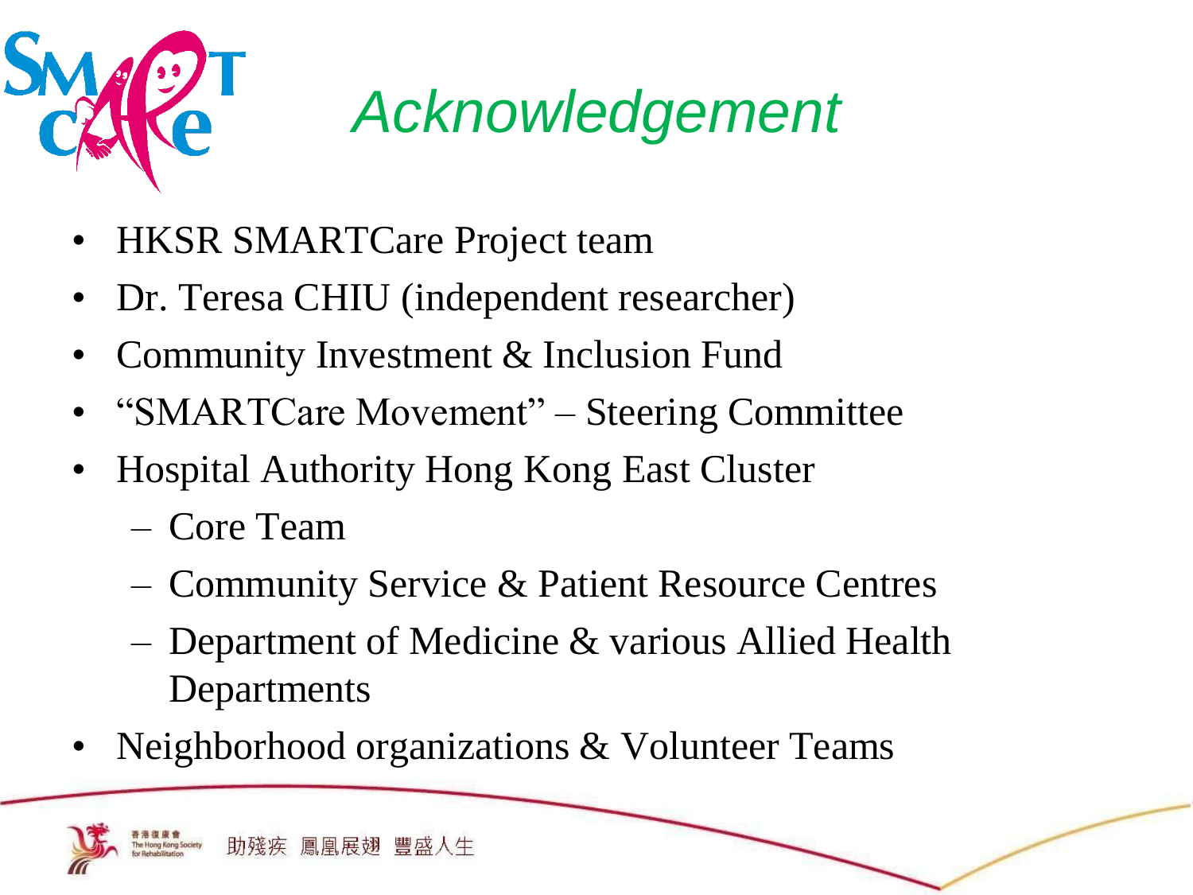# Acknowledgement

- HKSR SMARTCare Project team
- Dr. Teresa CHIU (independent researcher)
- Community Investment & Inclusion Fund
- "SMARTCare Movement" – Steering Committee
- Hospital Authority Hong Kong East Cluster
  - Core Team
  - Community Service & Patient Resource Centres
  - Department of Medicine & various Allied Health Departments
- Neighborhood organizations & Volunteer Teams